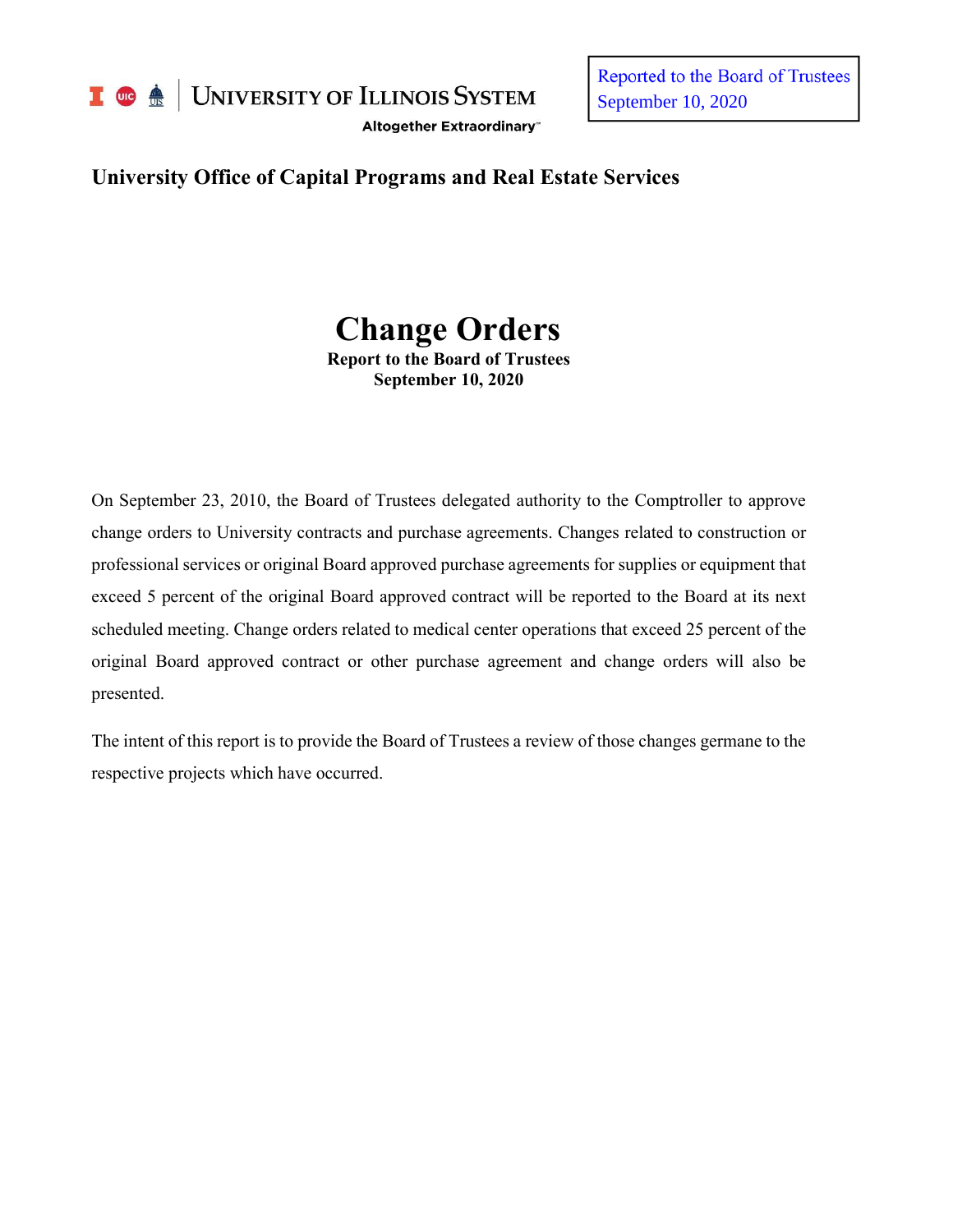University of Illinois System

Altogether Extraordinary™

Reported to the Board of Trustees
September 10, 2020

**University Office of Capital Programs and Real Estate Services**

# Change Orders

**Report to the Board of Trustees**
**September 10, 2020**

On September 23, 2010, the Board of Trustees delegated authority to the Comptroller to approve change orders to University contracts and purchase agreements. Changes related to construction or professional services or original Board approved purchase agreements for supplies or equipment that exceed 5 percent of the original Board approved contract will be reported to the Board at its next scheduled meeting. Change orders related to medical center operations that exceed 25 percent of the original Board approved contract or other purchase agreement and change orders will also be presented.

The intent of this report is to provide the Board of Trustees a review of those changes germane to the respective projects which have occurred.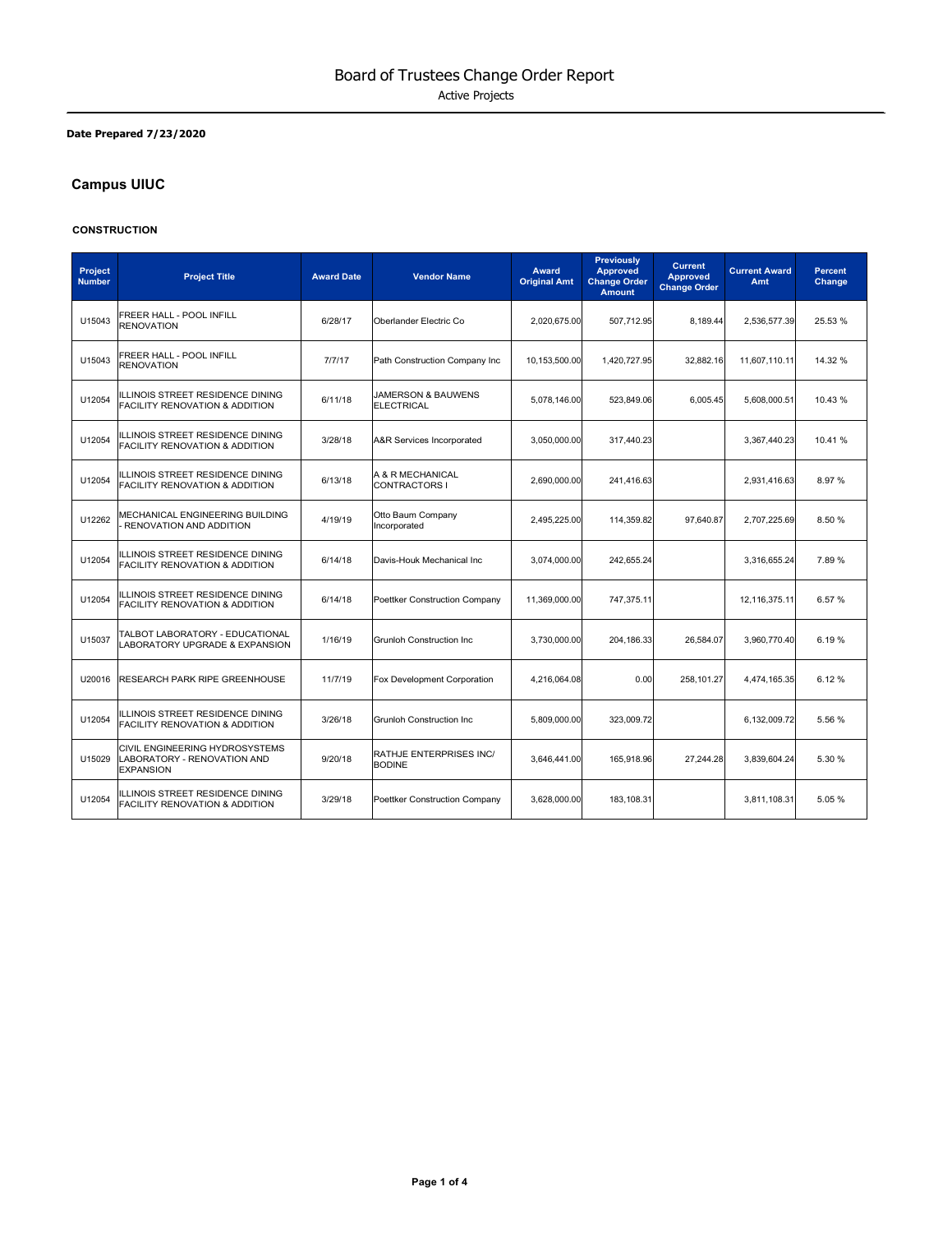# Board of Trustees Change Order Report

Active Projects

**Date Prepared 7/23/2020**

## Campus UIUC

### CONSTRUCTION

| Project Number | Project Title | Award Date | Vendor Name | Award Original Amt | Previously Approved Change Order Amount | Current Approved Change Order | Current Award Amt | Percent Change |
|---|---|---|---|---|---|---|---|---|
| U15043 | FREER HALL - POOL INFILL RENOVATION | 6/28/17 | Oberlander Electric Co | 2,020,675.00 | 507,712.95 | 8,189.44 | 2,536,577.39 | 25.53 % |
| U15043 | FREER HALL - POOL INFILL RENOVATION | 7/7/17 | Path Construction Company Inc | 10,153,500.00 | 1,420,727.95 | 32,882.16 | 11,607,110.11 | 14.32 % |
| U12054 | ILLINOIS STREET RESIDENCE DINING FACILITY RENOVATION & ADDITION | 6/11/18 | JAMERSON & BAUWENS ELECTRICAL | 5,078,146.00 | 523,849.06 | 6,005.45 | 5,608,000.51 | 10.43 % |
| U12054 | ILLINOIS STREET RESIDENCE DINING FACILITY RENOVATION & ADDITION | 3/28/18 | A&R Services Incorporated | 3,050,000.00 | 317,440.23 | | 3,367,440.23 | 10.41 % |
| U12054 | ILLINOIS STREET RESIDENCE DINING FACILITY RENOVATION & ADDITION | 6/13/18 | A & R MECHANICAL CONTRACTORS I | 2,690,000.00 | 241,416.63 | | 2,931,416.63 | 8.97 % |
| U12262 | MECHANICAL ENGINEERING BUILDING - RENOVATION AND ADDITION | 4/19/19 | Otto Baum Company Incorporated | 2,495,225.00 | 114,359.82 | 97,640.87 | 2,707,225.69 | 8.50 % |
| U12054 | ILLINOIS STREET RESIDENCE DINING FACILITY RENOVATION & ADDITION | 6/14/18 | Davis-Houk Mechanical Inc | 3,074,000.00 | 242,655.24 | | 3,316,655.24 | 7.89 % |
| U12054 | ILLINOIS STREET RESIDENCE DINING FACILITY RENOVATION & ADDITION | 6/14/18 | Poettker Construction Company | 11,369,000.00 | 747,375.11 | | 12,116,375.11 | 6.57 % |
| U15037 | TALBOT LABORATORY - EDUCATIONAL LABORATORY UPGRADE & EXPANSION | 1/16/19 | Grunloh Construction Inc | 3,730,000.00 | 204,186.33 | 26,584.07 | 3,960,770.40 | 6.19 % |
| U20016 | RESEARCH PARK RIPE GREENHOUSE | 11/7/19 | Fox Development Corporation | 4,216,064.08 | 0.00 | 258,101.27 | 4,474,165.35 | 6.12 % |
| U12054 | ILLINOIS STREET RESIDENCE DINING FACILITY RENOVATION & ADDITION | 3/26/18 | Grunloh Construction Inc | 5,809,000.00 | 323,009.72 | | 6,132,009.72 | 5.56 % |
| U15029 | CIVIL ENGINEERING HYDROSYSTEMS LABORATORY - RENOVATION AND EXPANSION | 9/20/18 | RATHJE ENTERPRISES INC/ BODINE | 3,646,441.00 | 165,918.96 | 27,244.28 | 3,839,604.24 | 5.30 % |
| U12054 | ILLINOIS STREET RESIDENCE DINING FACILITY RENOVATION & ADDITION | 3/29/18 | Poettker Construction Company | 3,628,000.00 | 183,108.31 | | 3,811,108.31 | 5.05 % |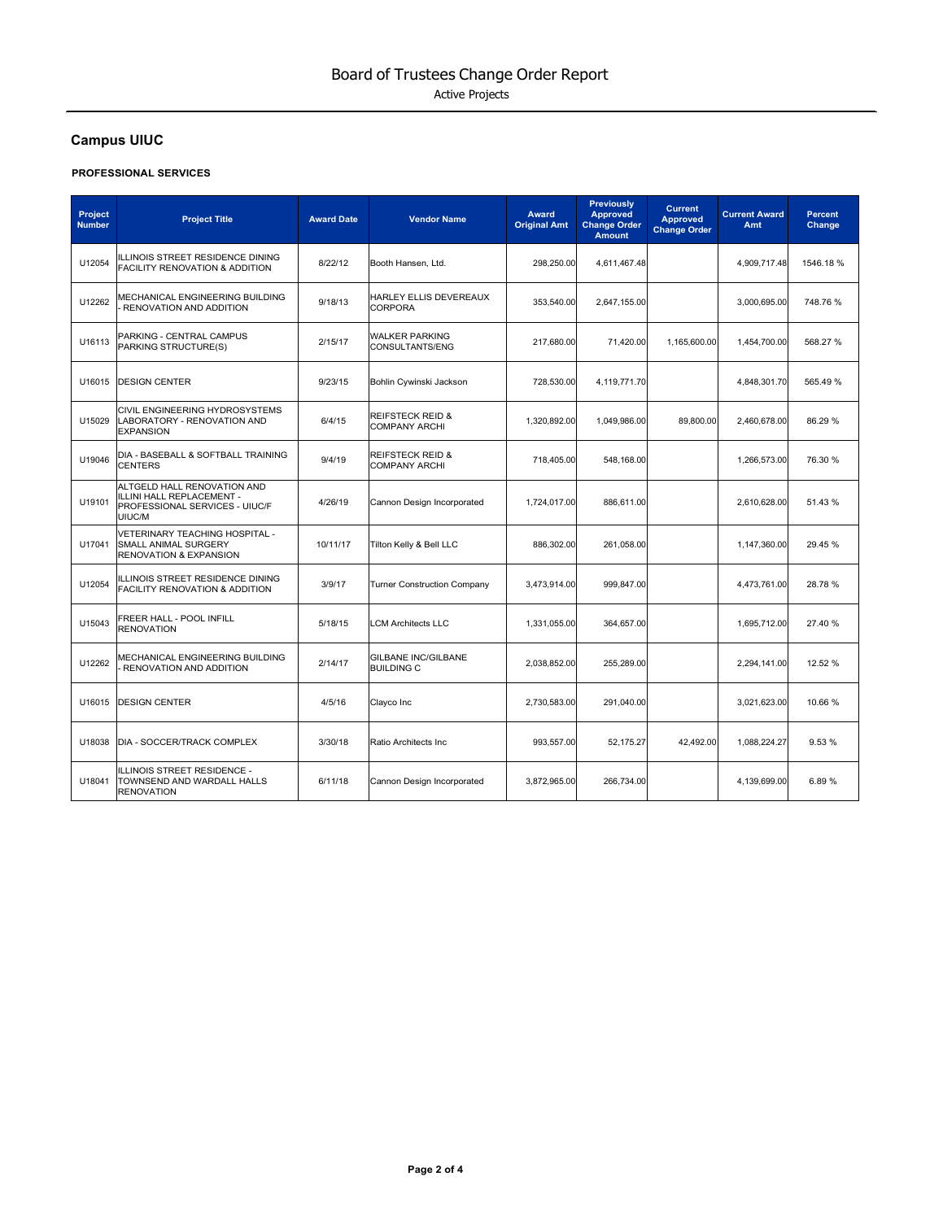# Board of Trustees Change Order Report

Active Projects

## Campus UIUC

### PROFESSIONAL SERVICES

| Project Number | Project Title | Award Date | Vendor Name | Award Original Amt | Previously Approved Change Order Amount | Current Approved Change Order | Current Award Amt | Percent Change |
|---|---|---|---|---|---|---|---|---|
| U12054 | ILLINOIS STREET RESIDENCE DINING FACILITY RENOVATION & ADDITION | 8/22/12 | Booth Hansen, Ltd. | 298,250.00 | 4,611,467.48 | | 4,909,717.48 | 1546.18 % |
| U12262 | MECHANICAL ENGINEERING BUILDING - RENOVATION AND ADDITION | 9/18/13 | HARLEY ELLIS DEVEREAUX CORPORA | 353,540.00 | 2,647,155.00 | | 3,000,695.00 | 748.76 % |
| U16113 | PARKING - CENTRAL CAMPUS PARKING STRUCTURE(S) | 2/15/17 | WALKER PARKING CONSULTANTS/ENG | 217,680.00 | 71,420.00 | 1,165,600.00 | 1,454,700.00 | 568.27 % |
| U16015 | DESIGN CENTER | 9/23/15 | Bohlin Cywinski Jackson | 728,530.00 | 4,119,771.70 | | 4,848,301.70 | 565.49 % |
| U15029 | CIVIL ENGINEERING HYDROSYSTEMS LABORATORY - RENOVATION AND EXPANSION | 6/4/15 | REIFSTECK REID & COMPANY ARCHI | 1,320,892.00 | 1,049,986.00 | 89,800.00 | 2,460,678.00 | 86.29 % |
| U19046 | DIA - BASEBALL & SOFTBALL TRAINING CENTERS | 9/4/19 | REIFSTECK REID & COMPANY ARCHI | 718,405.00 | 548,168.00 | | 1,266,573.00 | 76.30 % |
| U19101 | ALTGELD HALL RENOVATION AND ILLINI HALL REPLACEMENT - PROFESSIONAL SERVICES - UIUC/F UIUC/M | 4/26/19 | Cannon Design Incorporated | 1,724,017.00 | 886,611.00 | | 2,610,628.00 | 51.43 % |
| U17041 | VETERINARY TEACHING HOSPITAL - SMALL ANIMAL SURGERY RENOVATION & EXPANSION | 10/11/17 | Tilton Kelly & Bell LLC | 886,302.00 | 261,058.00 | | 1,147,360.00 | 29.45 % |
| U12054 | ILLINOIS STREET RESIDENCE DINING FACILITY RENOVATION & ADDITION | 3/9/17 | Turner Construction Company | 3,473,914.00 | 999,847.00 | | 4,473,761.00 | 28.78 % |
| U15043 | FREER HALL - POOL INFILL RENOVATION | 5/18/15 | LCM Architects LLC | 1,331,055.00 | 364,657.00 | | 1,695,712.00 | 27.40 % |
| U12262 | MECHANICAL ENGINEERING BUILDING - RENOVATION AND ADDITION | 2/14/17 | GILBANE INC/GILBANE BUILDING C | 2,038,852.00 | 255,289.00 | | 2,294,141.00 | 12.52 % |
| U16015 | DESIGN CENTER | 4/5/16 | Clayco Inc | 2,730,583.00 | 291,040.00 | | 3,021,623.00 | 10.66 % |
| U18038 | DIA - SOCCER/TRACK COMPLEX | 3/30/18 | Ratio Architects Inc | 993,557.00 | 52,175.27 | 42,492.00 | 1,088,224.27 | 9.53 % |
| U18041 | ILLINOIS STREET RESIDENCE - TOWNSEND AND WARDALL HALLS RENOVATION | 6/11/18 | Cannon Design Incorporated | 3,872,965.00 | 266,734.00 | | 4,139,699.00 | 6.89 % |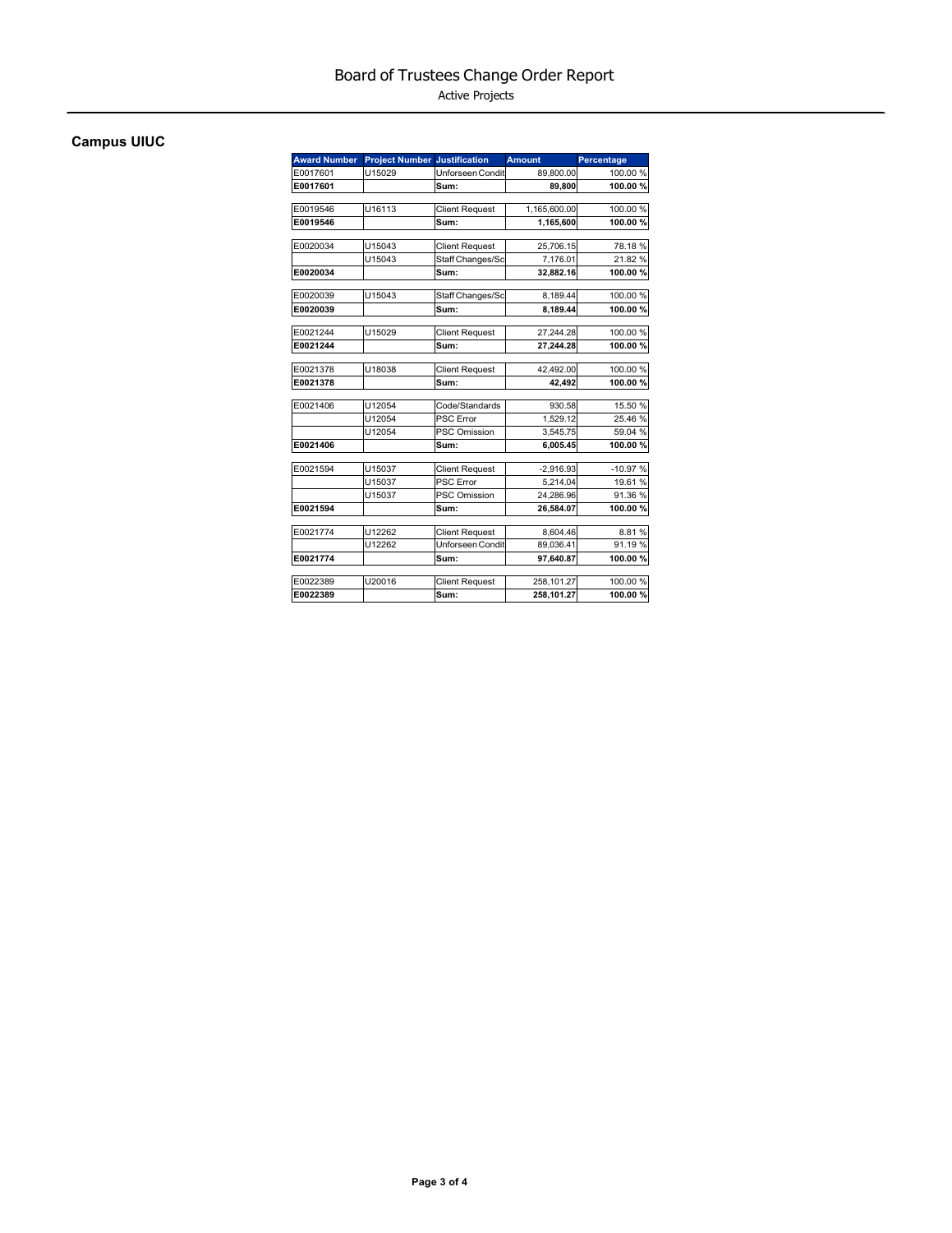# Board of Trustees Change Order Report

Active Projects

## Campus UIUC

| Award Number | Project Number | Justification | Amount | Percentage |
|---|---|---|---|---|
| E0017601 | U15029 | Unforseen Condit | 89,800.00 | 100.00 % |
| **E0017601** | | **Sum:** | **89,800** | **100.00 %** |
| E0019546 | U16113 | Client Request | 1,165,600.00 | 100.00 % |
| **E0019546** | | **Sum:** | **1,165,600** | **100.00 %** |
| E0020034 | U15043 | Client Request | 25,706.15 | 78.18 % |
| | U15043 | Staff Changes/Sc | 7,176.01 | 21.82 % |
| **E0020034** | | **Sum:** | **32,882.16** | **100.00 %** |
| E0020039 | U15043 | Staff Changes/Sc | 8,189.44 | 100.00 % |
| **E0020039** | | **Sum:** | **8,189.44** | **100.00 %** |
| E0021244 | U15029 | Client Request | 27,244.28 | 100.00 % |
| **E0021244** | | **Sum:** | **27,244.28** | **100.00 %** |
| E0021378 | U18038 | Client Request | 42,492.00 | 100.00 % |
| **E0021378** | | **Sum:** | **42,492** | **100.00 %** |
| E0021406 | U12054 | Code/Standards | 930.58 | 15.50 % |
| | U12054 | PSC Error | 1,529.12 | 25.46 % |
| | U12054 | PSC Omission | 3,545.75 | 59.04 % |
| **E0021406** | | **Sum:** | **6,005.45** | **100.00 %** |
| E0021594 | U15037 | Client Request | -2,916.93 | -10.97 % |
| | U15037 | PSC Error | 5,214.04 | 19.61 % |
| | U15037 | PSC Omission | 24,286.96 | 91.36 % |
| **E0021594** | | **Sum:** | **26,584.07** | **100.00 %** |
| E0021774 | U12262 | Client Request | 8,604.46 | 8.81 % |
| | U12262 | Unforseen Condit | 89,036.41 | 91.19 % |
| **E0021774** | | **Sum:** | **97,640.87** | **100.00 %** |
| E0022389 | U20016 | Client Request | 258,101.27 | 100.00 % |
| **E0022389** | | **Sum:** | **258,101.27** | **100.00 %** |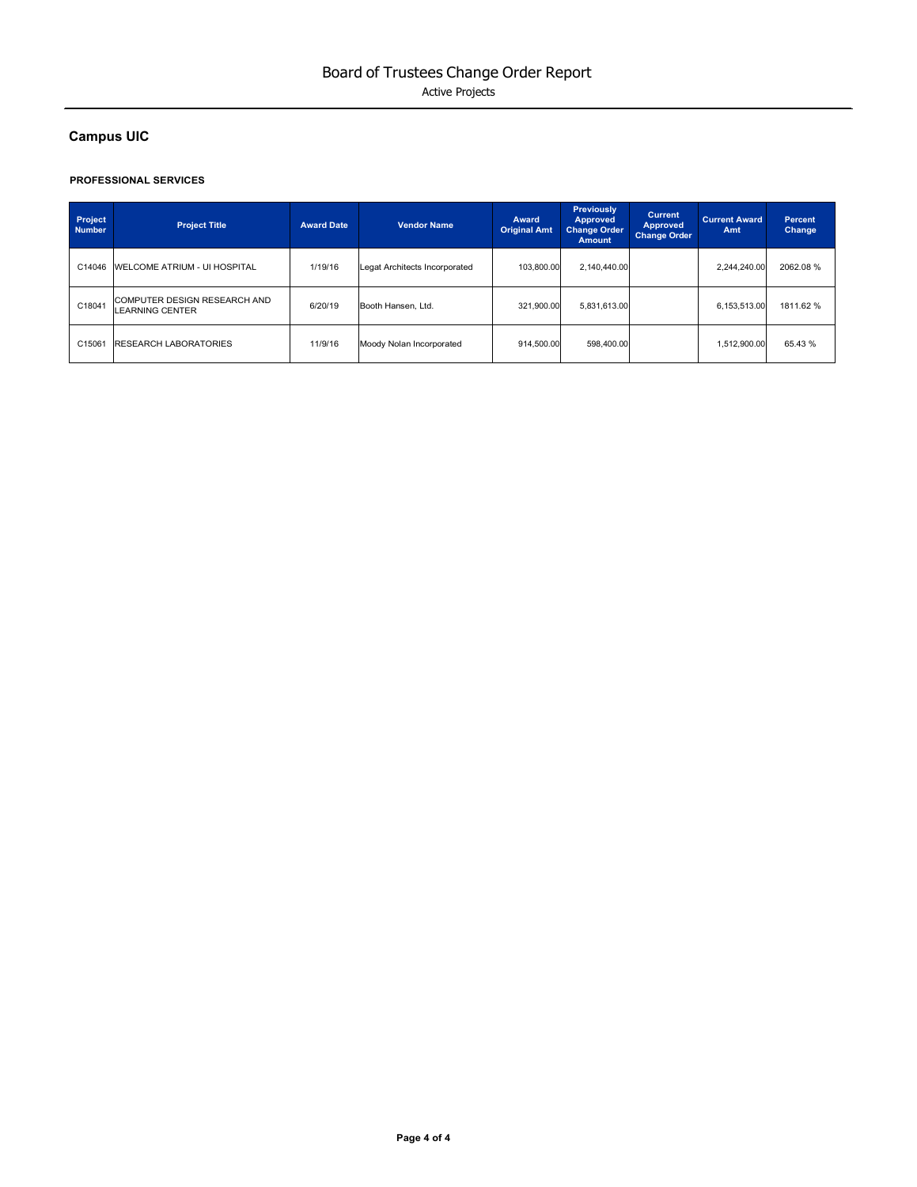# Board of Trustees Change Order Report

Active Projects

## Campus UIC

### PROFESSIONAL SERVICES

| Project Number | Project Title | Award Date | Vendor Name | Award Original Amt | Previously Approved Change Order Amount | Current Approved Change Order | Current Award Amt | Percent Change |
|---|---|---|---|---|---|---|---|---|
| C14046 | WELCOME ATRIUM - UI HOSPITAL | 1/19/16 | Legat Architects Incorporated | 103,800.00 | 2,140,440.00 | | 2,244,240.00 | 2062.08 % |
| C18041 | COMPUTER DESIGN RESEARCH AND LEARNING CENTER | 6/20/19 | Booth Hansen, Ltd. | 321,900.00 | 5,831,613.00 | | 6,153,513.00 | 1811.62 % |
| C15061 | RESEARCH LABORATORIES | 11/9/16 | Moody Nolan Incorporated | 914,500.00 | 598,400.00 | | 1,512,900.00 | 65.43 % |